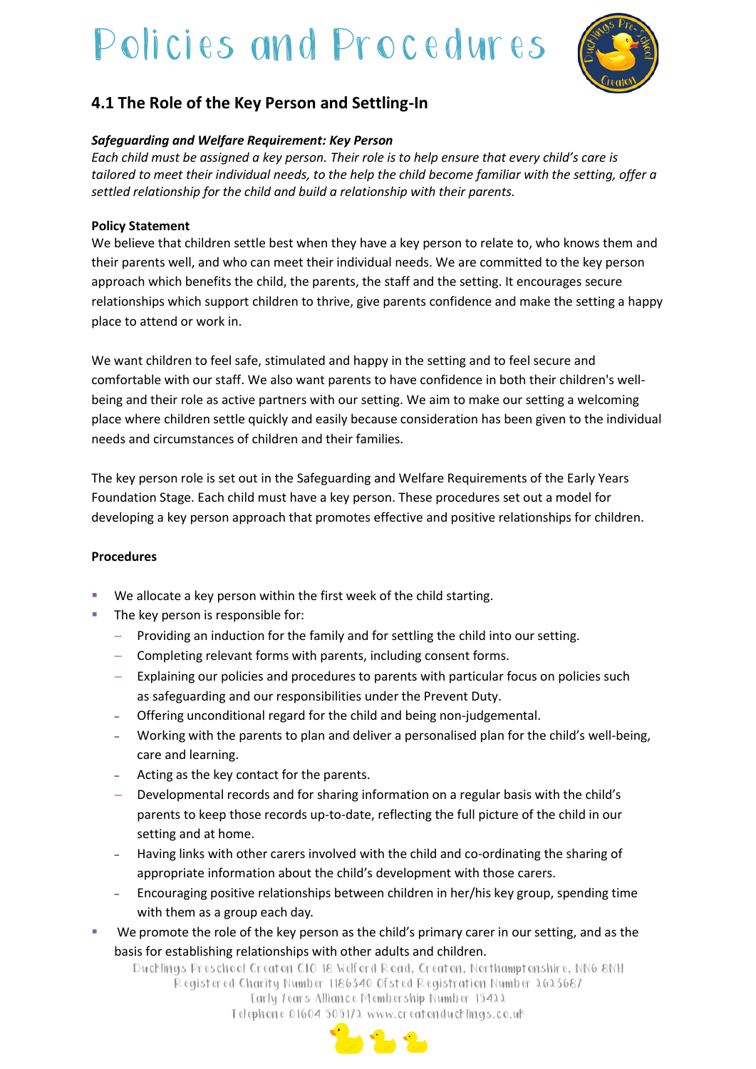# 4.1 The Role of the Key Person and Settling-In

***Safeguarding and Welfare Requirement: Key Person***

*Each child must be assigned a key person. Their role is to help ensure that every child's care is tailored to meet their individual needs, to the help the child become familiar with the setting, offer a settled relationship for the child and build a relationship with their parents.*

**Policy Statement**

We believe that children settle best when they have a key person to relate to, who knows them and their parents well, and who can meet their individual needs. We are committed to the key person approach which benefits the child, the parents, the staff and the setting. It encourages secure relationships which support children to thrive, give parents confidence and make the setting a happy place to attend or work in.

We want children to feel safe, stimulated and happy in the setting and to feel secure and comfortable with our staff. We also want parents to have confidence in both their children's well-being and their role as active partners with our setting. We aim to make our setting a welcoming place where children settle quickly and easily because consideration has been given to the individual needs and circumstances of children and their families.

The key person role is set out in the Safeguarding and Welfare Requirements of the Early Years Foundation Stage. Each child must have a key person. These procedures set out a model for developing a key person approach that promotes effective and positive relationships for children.

**Procedures**

- We allocate a key person within the first week of the child starting.
- The key person is responsible for:
  - Providing an induction for the family and for settling the child into our setting.
  - Completing relevant forms with parents, including consent forms.
  - Explaining our policies and procedures to parents with particular focus on policies such as safeguarding and our responsibilities under the Prevent Duty.
  - Offering unconditional regard for the child and being non-judgemental.
  - Working with the parents to plan and deliver a personalised plan for the child's well-being, care and learning.
  - Acting as the key contact for the parents.
  - Developmental records and for sharing information on a regular basis with the child's parents to keep those records up-to-date, reflecting the full picture of the child in our setting and at home.
  - Having links with other carers involved with the child and co-ordinating the sharing of appropriate information about the child's development with those carers.
  - Encouraging positive relationships between children in her/his key group, spending time with them as a group each day.
- We promote the role of the key person as the child's primary carer in our setting, and as the basis for establishing relationships with other adults and children.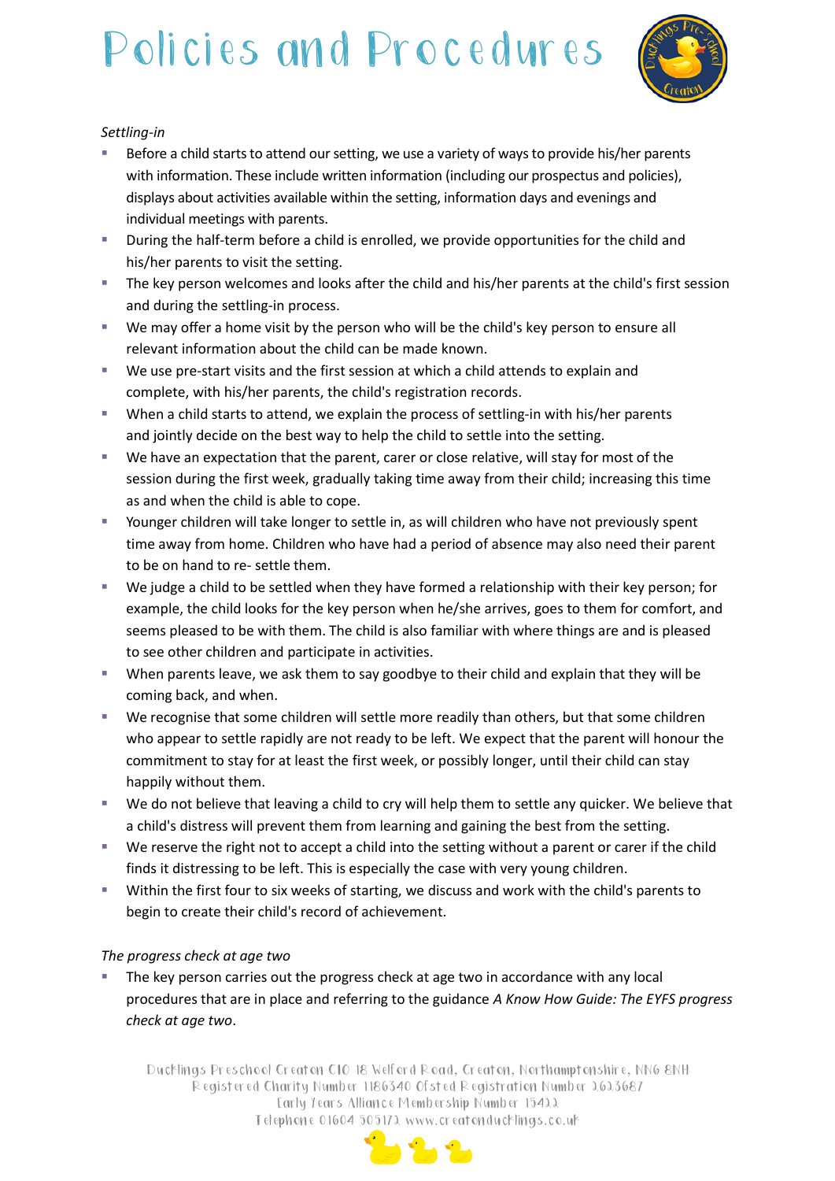*Settling-in*

- Before a child starts to attend our setting, we use a variety of ways to provide his/her parents with information. These include written information (including our prospectus and policies), displays about activities available within the setting, information days and evenings and individual meetings with parents.
- During the half-term before a child is enrolled, we provide opportunities for the child and his/her parents to visit the setting.
- The key person welcomes and looks after the child and his/her parents at the child's first session and during the settling-in process.
- We may offer a home visit by the person who will be the child's key person to ensure all relevant information about the child can be made known.
- We use pre-start visits and the first session at which a child attends to explain and complete, with his/her parents, the child's registration records.
- When a child starts to attend, we explain the process of settling-in with his/her parents and jointly decide on the best way to help the child to settle into the setting.
- We have an expectation that the parent, carer or close relative, will stay for most of the session during the first week, gradually taking time away from their child; increasing this time as and when the child is able to cope.
- Younger children will take longer to settle in, as will children who have not previously spent time away from home. Children who have had a period of absence may also need their parent to be on hand to re- settle them.
- We judge a child to be settled when they have formed a relationship with their key person; for example, the child looks for the key person when he/she arrives, goes to them for comfort, and seems pleased to be with them. The child is also familiar with where things are and is pleased to see other children and participate in activities.
- When parents leave, we ask them to say goodbye to their child and explain that they will be coming back, and when.
- We recognise that some children will settle more readily than others, but that some children who appear to settle rapidly are not ready to be left. We expect that the parent will honour the commitment to stay for at least the first week, or possibly longer, until their child can stay happily without them.
- We do not believe that leaving a child to cry will help them to settle any quicker. We believe that a child's distress will prevent them from learning and gaining the best from the setting.
- We reserve the right not to accept a child into the setting without a parent or carer if the child finds it distressing to be left. This is especially the case with very young children.
- Within the first four to six weeks of starting, we discuss and work with the child's parents to begin to create their child's record of achievement.

*The progress check at age two*

- The key person carries out the progress check at age two in accordance with any local procedures that are in place and referring to the guidance *A Know How Guide: The EYFS progress check at age two*.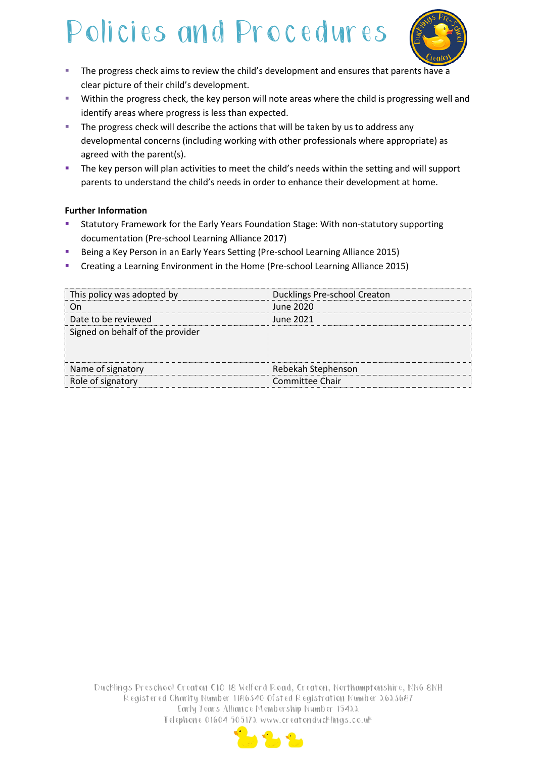- The progress check aims to review the child's development and ensures that parents have a clear picture of their child's development.
- Within the progress check, the key person will note areas where the child is progressing well and identify areas where progress is less than expected.
- The progress check will describe the actions that will be taken by us to address any developmental concerns (including working with other professionals where appropriate) as agreed with the parent(s).
- The key person will plan activities to meet the child's needs within the setting and will support parents to understand the child's needs in order to enhance their development at home.

**Further Information**

- Statutory Framework for the Early Years Foundation Stage: With non-statutory supporting documentation (Pre-school Learning Alliance 2017)
- Being a Key Person in an Early Years Setting (Pre-school Learning Alliance 2015)
- Creating a Learning Environment in the Home (Pre-school Learning Alliance 2015)

| | |
|---|---|
| This policy was adopted by | Ducklings Pre-school Creaton |
| On | June 2020 |
| Date to be reviewed | June 2021 |
| Signed on behalf of the provider | |
| Name of signatory | Rebekah Stephenson |
| Role of signatory | Committee Chair |